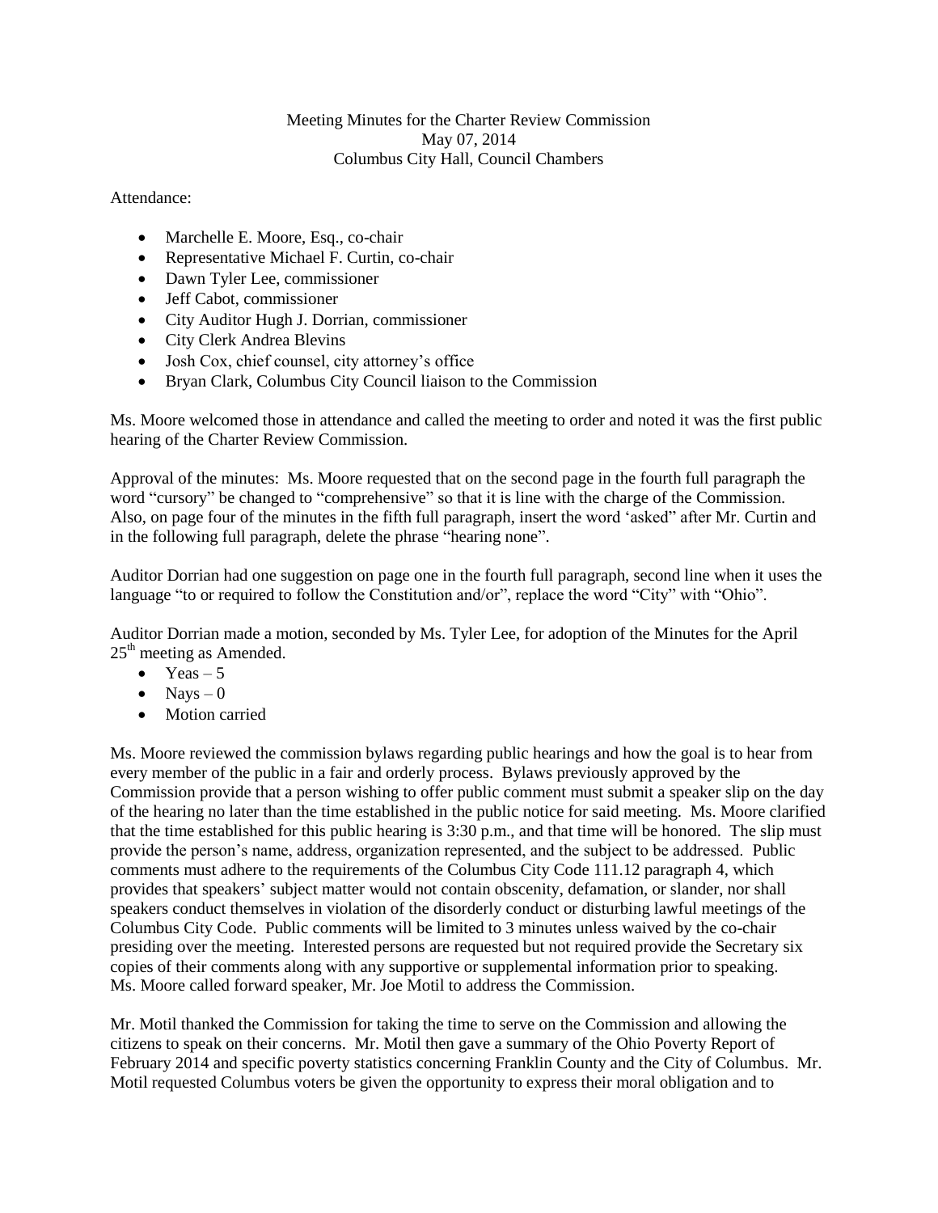Meeting Minutes for the Charter Review Commission
May 07, 2014
Columbus City Hall, Council Chambers

Attendance:

- Marchelle E. Moore, Esq., co-chair
- Representative Michael F. Curtin, co-chair
- Dawn Tyler Lee, commissioner
- Jeff Cabot, commissioner
- City Auditor Hugh J. Dorrian, commissioner
- City Clerk Andrea Blevins
- Josh Cox, chief counsel, city attorney's office
- Bryan Clark, Columbus City Council liaison to the Commission

Ms. Moore welcomed those in attendance and called the meeting to order and noted it was the first public hearing of the Charter Review Commission.

Approval of the minutes: Ms. Moore requested that on the second page in the fourth full paragraph the word "cursory" be changed to "comprehensive" so that it is line with the charge of the Commission. Also, on page four of the minutes in the fifth full paragraph, insert the word 'asked" after Mr. Curtin and in the following full paragraph, delete the phrase "hearing none".

Auditor Dorrian had one suggestion on page one in the fourth full paragraph, second line when it uses the language "to or required to follow the Constitution and/or", replace the word "City" with "Ohio".

Auditor Dorrian made a motion, seconded by Ms. Tyler Lee, for adoption of the Minutes for the April 25th meeting as Amended.

- Yeas – 5
- Nays – 0
- Motion carried

Ms. Moore reviewed the commission bylaws regarding public hearings and how the goal is to hear from every member of the public in a fair and orderly process. Bylaws previously approved by the Commission provide that a person wishing to offer public comment must submit a speaker slip on the day of the hearing no later than the time established in the public notice for said meeting. Ms. Moore clarified that the time established for this public hearing is 3:30 p.m., and that time will be honored. The slip must provide the person's name, address, organization represented, and the subject to be addressed. Public comments must adhere to the requirements of the Columbus City Code 111.12 paragraph 4, which provides that speakers' subject matter would not contain obscenity, defamation, or slander, nor shall speakers conduct themselves in violation of the disorderly conduct or disturbing lawful meetings of the Columbus City Code. Public comments will be limited to 3 minutes unless waived by the co-chair presiding over the meeting. Interested persons are requested but not required provide the Secretary six copies of their comments along with any supportive or supplemental information prior to speaking. Ms. Moore called forward speaker, Mr. Joe Motil to address the Commission.

Mr. Motil thanked the Commission for taking the time to serve on the Commission and allowing the citizens to speak on their concerns. Mr. Motil then gave a summary of the Ohio Poverty Report of February 2014 and specific poverty statistics concerning Franklin County and the City of Columbus. Mr. Motil requested Columbus voters be given the opportunity to express their moral obligation and to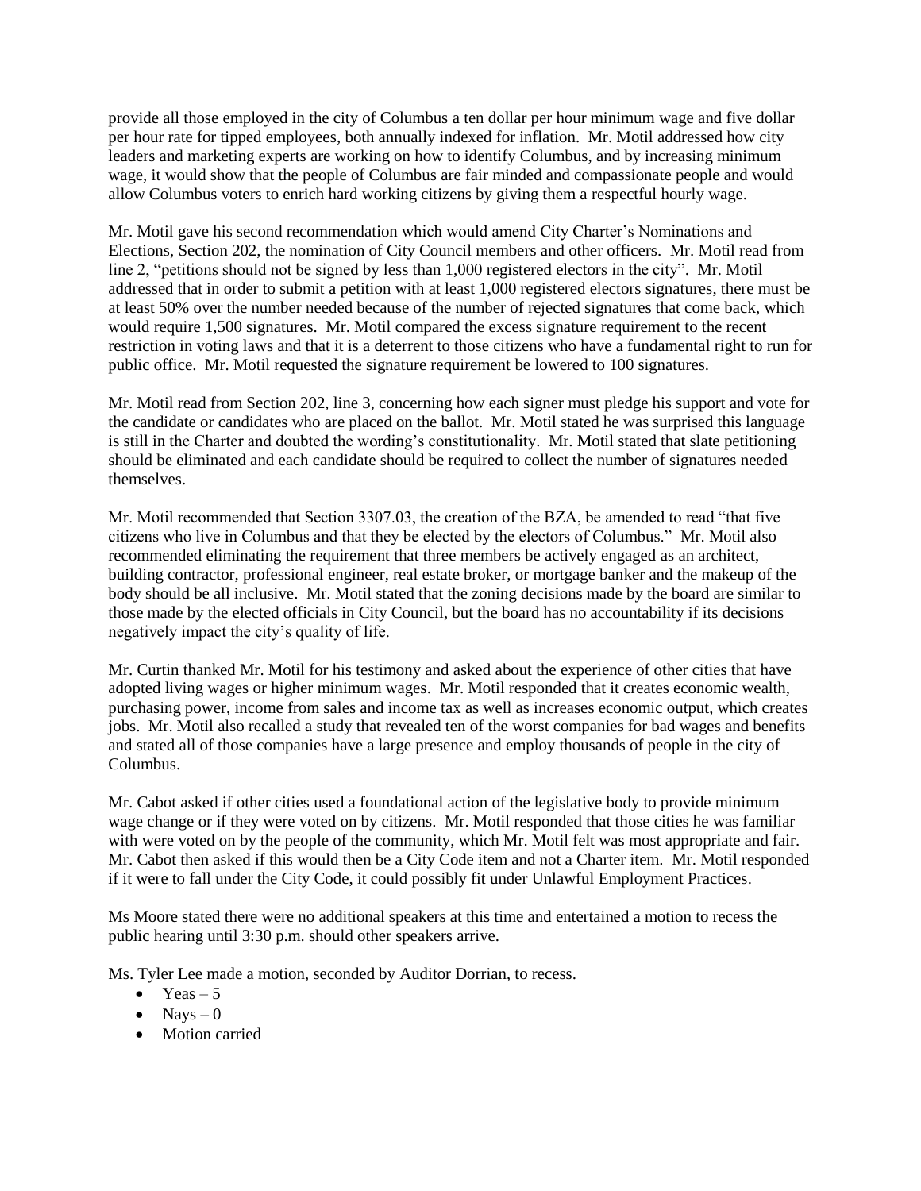provide all those employed in the city of Columbus a ten dollar per hour minimum wage and five dollar per hour rate for tipped employees, both annually indexed for inflation. Mr. Motil addressed how city leaders and marketing experts are working on how to identify Columbus, and by increasing minimum wage, it would show that the people of Columbus are fair minded and compassionate people and would allow Columbus voters to enrich hard working citizens by giving them a respectful hourly wage.

Mr. Motil gave his second recommendation which would amend City Charter's Nominations and Elections, Section 202, the nomination of City Council members and other officers. Mr. Motil read from line 2, "petitions should not be signed by less than 1,000 registered electors in the city". Mr. Motil addressed that in order to submit a petition with at least 1,000 registered electors signatures, there must be at least 50% over the number needed because of the number of rejected signatures that come back, which would require 1,500 signatures. Mr. Motil compared the excess signature requirement to the recent restriction in voting laws and that it is a deterrent to those citizens who have a fundamental right to run for public office. Mr. Motil requested the signature requirement be lowered to 100 signatures.

Mr. Motil read from Section 202, line 3, concerning how each signer must pledge his support and vote for the candidate or candidates who are placed on the ballot. Mr. Motil stated he was surprised this language is still in the Charter and doubted the wording's constitutionality. Mr. Motil stated that slate petitioning should be eliminated and each candidate should be required to collect the number of signatures needed themselves.

Mr. Motil recommended that Section 3307.03, the creation of the BZA, be amended to read "that five citizens who live in Columbus and that they be elected by the electors of Columbus." Mr. Motil also recommended eliminating the requirement that three members be actively engaged as an architect, building contractor, professional engineer, real estate broker, or mortgage banker and the makeup of the body should be all inclusive. Mr. Motil stated that the zoning decisions made by the board are similar to those made by the elected officials in City Council, but the board has no accountability if its decisions negatively impact the city's quality of life.

Mr. Curtin thanked Mr. Motil for his testimony and asked about the experience of other cities that have adopted living wages or higher minimum wages. Mr. Motil responded that it creates economic wealth, purchasing power, income from sales and income tax as well as increases economic output, which creates jobs. Mr. Motil also recalled a study that revealed ten of the worst companies for bad wages and benefits and stated all of those companies have a large presence and employ thousands of people in the city of Columbus.

Mr. Cabot asked if other cities used a foundational action of the legislative body to provide minimum wage change or if they were voted on by citizens. Mr. Motil responded that those cities he was familiar with were voted on by the people of the community, which Mr. Motil felt was most appropriate and fair. Mr. Cabot then asked if this would then be a City Code item and not a Charter item. Mr. Motil responded if it were to fall under the City Code, it could possibly fit under Unlawful Employment Practices.

Ms Moore stated there were no additional speakers at this time and entertained a motion to recess the public hearing until 3:30 p.m. should other speakers arrive.

Ms. Tyler Lee made a motion, seconded by Auditor Dorrian, to recess.

- Yeas – 5
- Nays – 0
- Motion carried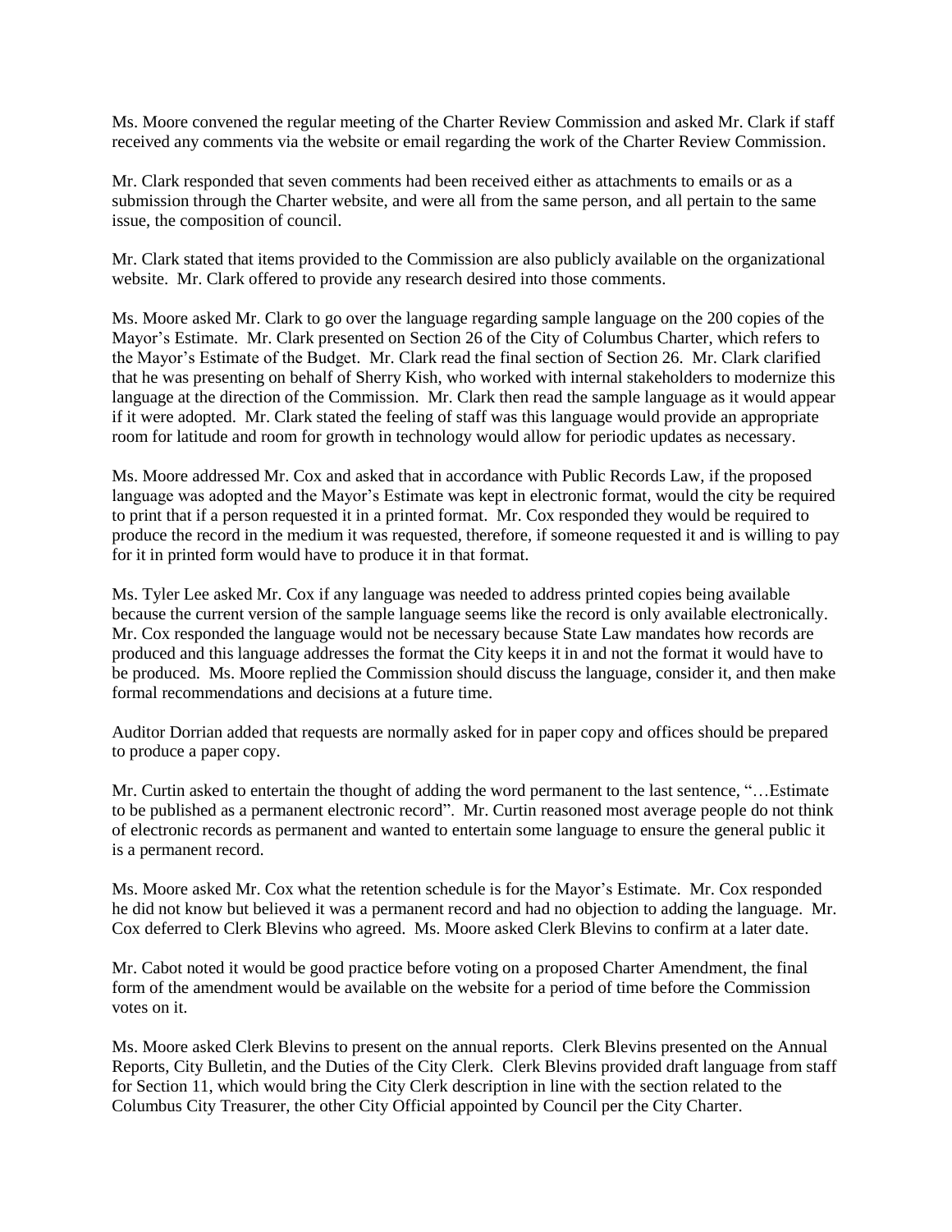Ms. Moore convened the regular meeting of the Charter Review Commission and asked Mr. Clark if staff received any comments via the website or email regarding the work of the Charter Review Commission.

Mr. Clark responded that seven comments had been received either as attachments to emails or as a submission through the Charter website, and were all from the same person, and all pertain to the same issue, the composition of council.

Mr. Clark stated that items provided to the Commission are also publicly available on the organizational website. Mr. Clark offered to provide any research desired into those comments.

Ms. Moore asked Mr. Clark to go over the language regarding sample language on the 200 copies of the Mayor's Estimate. Mr. Clark presented on Section 26 of the City of Columbus Charter, which refers to the Mayor's Estimate of the Budget. Mr. Clark read the final section of Section 26. Mr. Clark clarified that he was presenting on behalf of Sherry Kish, who worked with internal stakeholders to modernize this language at the direction of the Commission. Mr. Clark then read the sample language as it would appear if it were adopted. Mr. Clark stated the feeling of staff was this language would provide an appropriate room for latitude and room for growth in technology would allow for periodic updates as necessary.

Ms. Moore addressed Mr. Cox and asked that in accordance with Public Records Law, if the proposed language was adopted and the Mayor's Estimate was kept in electronic format, would the city be required to print that if a person requested it in a printed format. Mr. Cox responded they would be required to produce the record in the medium it was requested, therefore, if someone requested it and is willing to pay for it in printed form would have to produce it in that format.

Ms. Tyler Lee asked Mr. Cox if any language was needed to address printed copies being available because the current version of the sample language seems like the record is only available electronically. Mr. Cox responded the language would not be necessary because State Law mandates how records are produced and this language addresses the format the City keeps it in and not the format it would have to be produced. Ms. Moore replied the Commission should discuss the language, consider it, and then make formal recommendations and decisions at a future time.

Auditor Dorrian added that requests are normally asked for in paper copy and offices should be prepared to produce a paper copy.

Mr. Curtin asked to entertain the thought of adding the word permanent to the last sentence, "…Estimate to be published as a permanent electronic record". Mr. Curtin reasoned most average people do not think of electronic records as permanent and wanted to entertain some language to ensure the general public it is a permanent record.

Ms. Moore asked Mr. Cox what the retention schedule is for the Mayor's Estimate. Mr. Cox responded he did not know but believed it was a permanent record and had no objection to adding the language. Mr. Cox deferred to Clerk Blevins who agreed. Ms. Moore asked Clerk Blevins to confirm at a later date.

Mr. Cabot noted it would be good practice before voting on a proposed Charter Amendment, the final form of the amendment would be available on the website for a period of time before the Commission votes on it.

Ms. Moore asked Clerk Blevins to present on the annual reports. Clerk Blevins presented on the Annual Reports, City Bulletin, and the Duties of the City Clerk. Clerk Blevins provided draft language from staff for Section 11, which would bring the City Clerk description in line with the section related to the Columbus City Treasurer, the other City Official appointed by Council per the City Charter.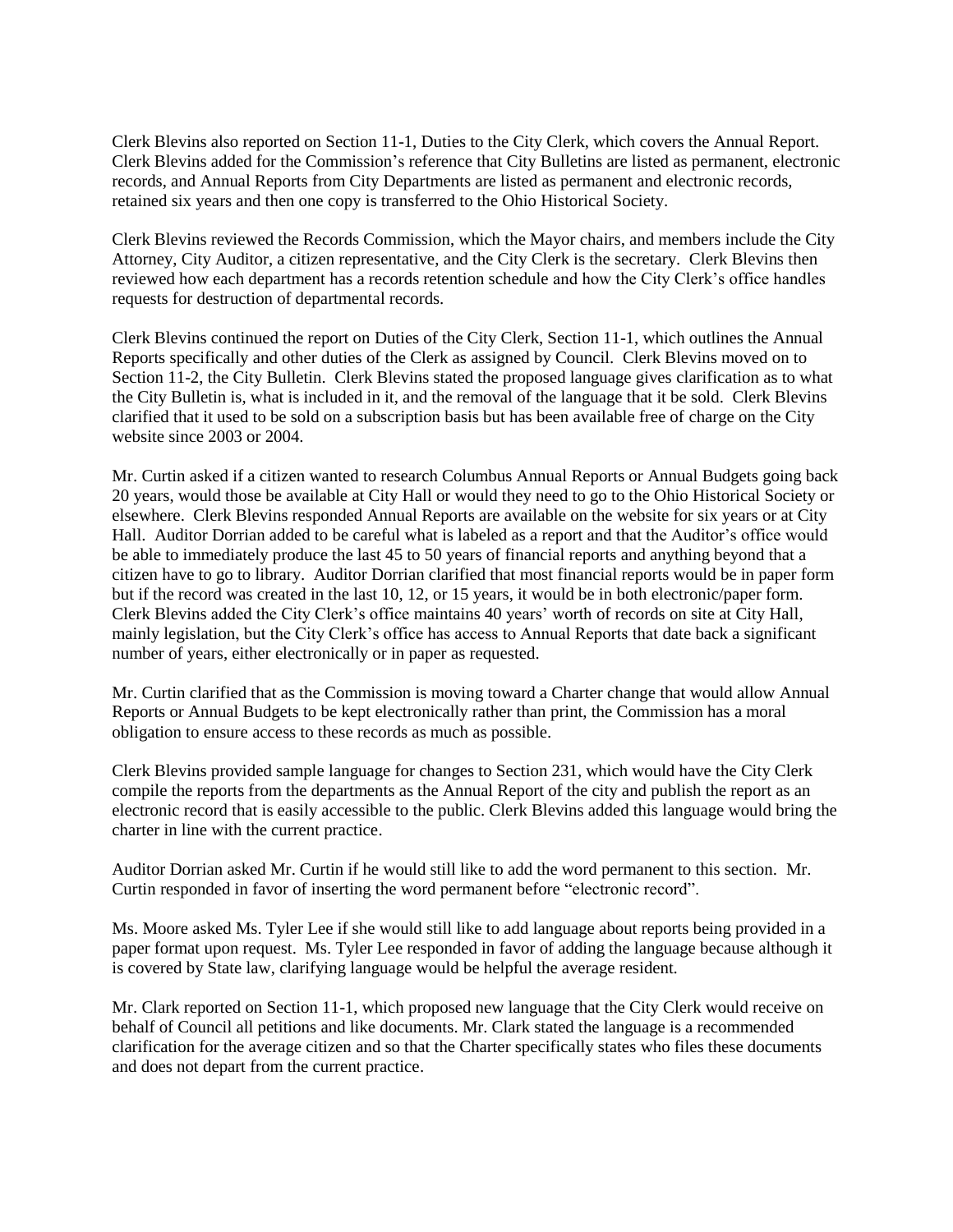Clerk Blevins also reported on Section 11-1, Duties to the City Clerk, which covers the Annual Report. Clerk Blevins added for the Commission's reference that City Bulletins are listed as permanent, electronic records, and Annual Reports from City Departments are listed as permanent and electronic records, retained six years and then one copy is transferred to the Ohio Historical Society.

Clerk Blevins reviewed the Records Commission, which the Mayor chairs, and members include the City Attorney, City Auditor, a citizen representative, and the City Clerk is the secretary. Clerk Blevins then reviewed how each department has a records retention schedule and how the City Clerk's office handles requests for destruction of departmental records.

Clerk Blevins continued the report on Duties of the City Clerk, Section 11-1, which outlines the Annual Reports specifically and other duties of the Clerk as assigned by Council. Clerk Blevins moved on to Section 11-2, the City Bulletin. Clerk Blevins stated the proposed language gives clarification as to what the City Bulletin is, what is included in it, and the removal of the language that it be sold. Clerk Blevins clarified that it used to be sold on a subscription basis but has been available free of charge on the City website since 2003 or 2004.

Mr. Curtin asked if a citizen wanted to research Columbus Annual Reports or Annual Budgets going back 20 years, would those be available at City Hall or would they need to go to the Ohio Historical Society or elsewhere. Clerk Blevins responded Annual Reports are available on the website for six years or at City Hall. Auditor Dorrian added to be careful what is labeled as a report and that the Auditor's office would be able to immediately produce the last 45 to 50 years of financial reports and anything beyond that a citizen have to go to library. Auditor Dorrian clarified that most financial reports would be in paper form but if the record was created in the last 10, 12, or 15 years, it would be in both electronic/paper form. Clerk Blevins added the City Clerk's office maintains 40 years' worth of records on site at City Hall, mainly legislation, but the City Clerk's office has access to Annual Reports that date back a significant number of years, either electronically or in paper as requested.

Mr. Curtin clarified that as the Commission is moving toward a Charter change that would allow Annual Reports or Annual Budgets to be kept electronically rather than print, the Commission has a moral obligation to ensure access to these records as much as possible.

Clerk Blevins provided sample language for changes to Section 231, which would have the City Clerk compile the reports from the departments as the Annual Report of the city and publish the report as an electronic record that is easily accessible to the public. Clerk Blevins added this language would bring the charter in line with the current practice.

Auditor Dorrian asked Mr. Curtin if he would still like to add the word permanent to this section. Mr. Curtin responded in favor of inserting the word permanent before "electronic record".

Ms. Moore asked Ms. Tyler Lee if she would still like to add language about reports being provided in a paper format upon request. Ms. Tyler Lee responded in favor of adding the language because although it is covered by State law, clarifying language would be helpful the average resident.

Mr. Clark reported on Section 11-1, which proposed new language that the City Clerk would receive on behalf of Council all petitions and like documents. Mr. Clark stated the language is a recommended clarification for the average citizen and so that the Charter specifically states who files these documents and does not depart from the current practice.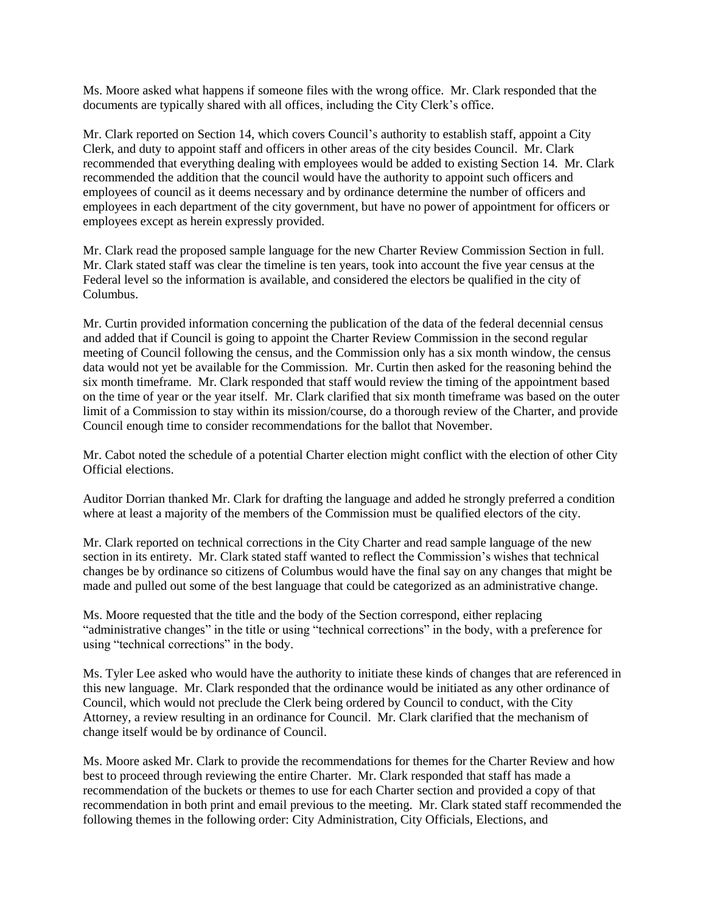Ms. Moore asked what happens if someone files with the wrong office. Mr. Clark responded that the documents are typically shared with all offices, including the City Clerk's office.

Mr. Clark reported on Section 14, which covers Council's authority to establish staff, appoint a City Clerk, and duty to appoint staff and officers in other areas of the city besides Council. Mr. Clark recommended that everything dealing with employees would be added to existing Section 14. Mr. Clark recommended the addition that the council would have the authority to appoint such officers and employees of council as it deems necessary and by ordinance determine the number of officers and employees in each department of the city government, but have no power of appointment for officers or employees except as herein expressly provided.

Mr. Clark read the proposed sample language for the new Charter Review Commission Section in full. Mr. Clark stated staff was clear the timeline is ten years, took into account the five year census at the Federal level so the information is available, and considered the electors be qualified in the city of Columbus.

Mr. Curtin provided information concerning the publication of the data of the federal decennial census and added that if Council is going to appoint the Charter Review Commission in the second regular meeting of Council following the census, and the Commission only has a six month window, the census data would not yet be available for the Commission. Mr. Curtin then asked for the reasoning behind the six month timeframe. Mr. Clark responded that staff would review the timing of the appointment based on the time of year or the year itself. Mr. Clark clarified that six month timeframe was based on the outer limit of a Commission to stay within its mission/course, do a thorough review of the Charter, and provide Council enough time to consider recommendations for the ballot that November.

Mr. Cabot noted the schedule of a potential Charter election might conflict with the election of other City Official elections.

Auditor Dorrian thanked Mr. Clark for drafting the language and added he strongly preferred a condition where at least a majority of the members of the Commission must be qualified electors of the city.

Mr. Clark reported on technical corrections in the City Charter and read sample language of the new section in its entirety. Mr. Clark stated staff wanted to reflect the Commission's wishes that technical changes be by ordinance so citizens of Columbus would have the final say on any changes that might be made and pulled out some of the best language that could be categorized as an administrative change.

Ms. Moore requested that the title and the body of the Section correspond, either replacing "administrative changes" in the title or using "technical corrections" in the body, with a preference for using "technical corrections" in the body.

Ms. Tyler Lee asked who would have the authority to initiate these kinds of changes that are referenced in this new language. Mr. Clark responded that the ordinance would be initiated as any other ordinance of Council, which would not preclude the Clerk being ordered by Council to conduct, with the City Attorney, a review resulting in an ordinance for Council. Mr. Clark clarified that the mechanism of change itself would be by ordinance of Council.

Ms. Moore asked Mr. Clark to provide the recommendations for themes for the Charter Review and how best to proceed through reviewing the entire Charter. Mr. Clark responded that staff has made a recommendation of the buckets or themes to use for each Charter section and provided a copy of that recommendation in both print and email previous to the meeting. Mr. Clark stated staff recommended the following themes in the following order: City Administration, City Officials, Elections, and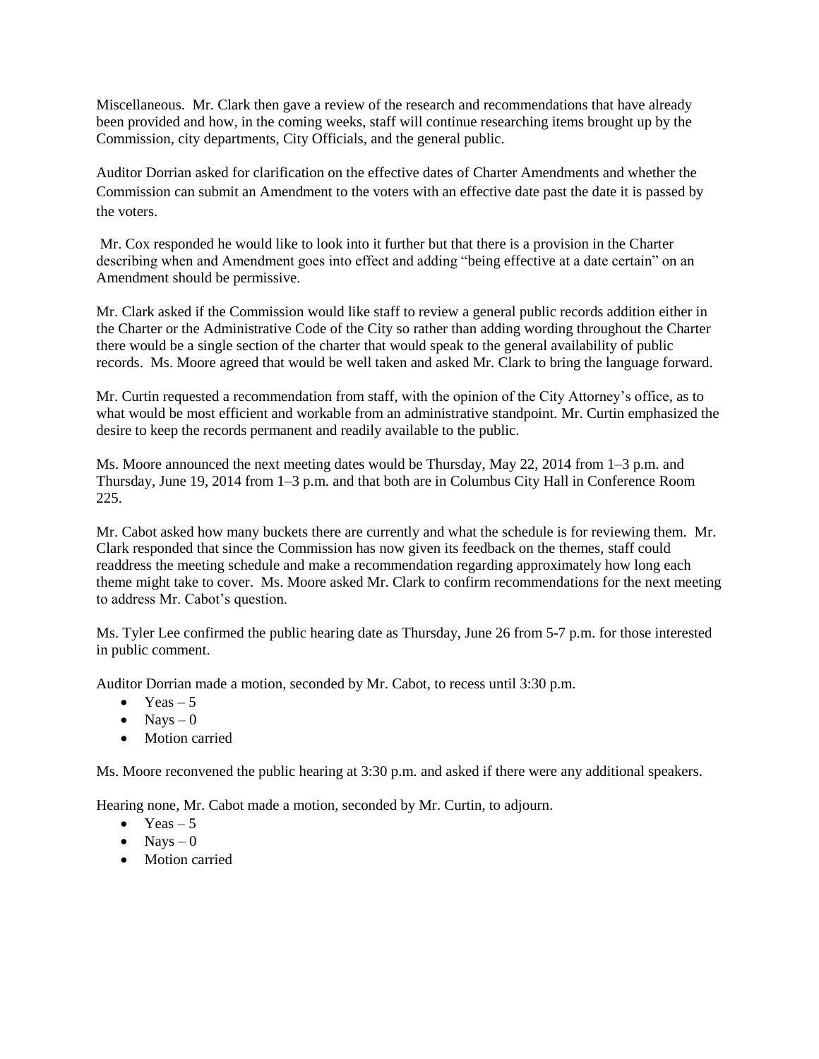Miscellaneous. Mr. Clark then gave a review of the research and recommendations that have already been provided and how, in the coming weeks, staff will continue researching items brought up by the Commission, city departments, City Officials, and the general public.

Auditor Dorrian asked for clarification on the effective dates of Charter Amendments and whether the Commission can submit an Amendment to the voters with an effective date past the date it is passed by the voters.

Mr. Cox responded he would like to look into it further but that there is a provision in the Charter describing when and Amendment goes into effect and adding "being effective at a date certain" on an Amendment should be permissive.

Mr. Clark asked if the Commission would like staff to review a general public records addition either in the Charter or the Administrative Code of the City so rather than adding wording throughout the Charter there would be a single section of the charter that would speak to the general availability of public records. Ms. Moore agreed that would be well taken and asked Mr. Clark to bring the language forward.

Mr. Curtin requested a recommendation from staff, with the opinion of the City Attorney's office, as to what would be most efficient and workable from an administrative standpoint. Mr. Curtin emphasized the desire to keep the records permanent and readily available to the public.

Ms. Moore announced the next meeting dates would be Thursday, May 22, 2014 from 1–3 p.m. and Thursday, June 19, 2014 from 1–3 p.m. and that both are in Columbus City Hall in Conference Room 225.

Mr. Cabot asked how many buckets there are currently and what the schedule is for reviewing them. Mr. Clark responded that since the Commission has now given its feedback on the themes, staff could readdress the meeting schedule and make a recommendation regarding approximately how long each theme might take to cover. Ms. Moore asked Mr. Clark to confirm recommendations for the next meeting to address Mr. Cabot's question.

Ms. Tyler Lee confirmed the public hearing date as Thursday, June 26 from 5-7 p.m. for those interested in public comment.

Auditor Dorrian made a motion, seconded by Mr. Cabot, to recess until 3:30 p.m.

- Yeas – 5
- Nays – 0
- Motion carried

Ms. Moore reconvened the public hearing at 3:30 p.m. and asked if there were any additional speakers.

Hearing none, Mr. Cabot made a motion, seconded by Mr. Curtin, to adjourn.

- Yeas – 5
- Nays – 0
- Motion carried